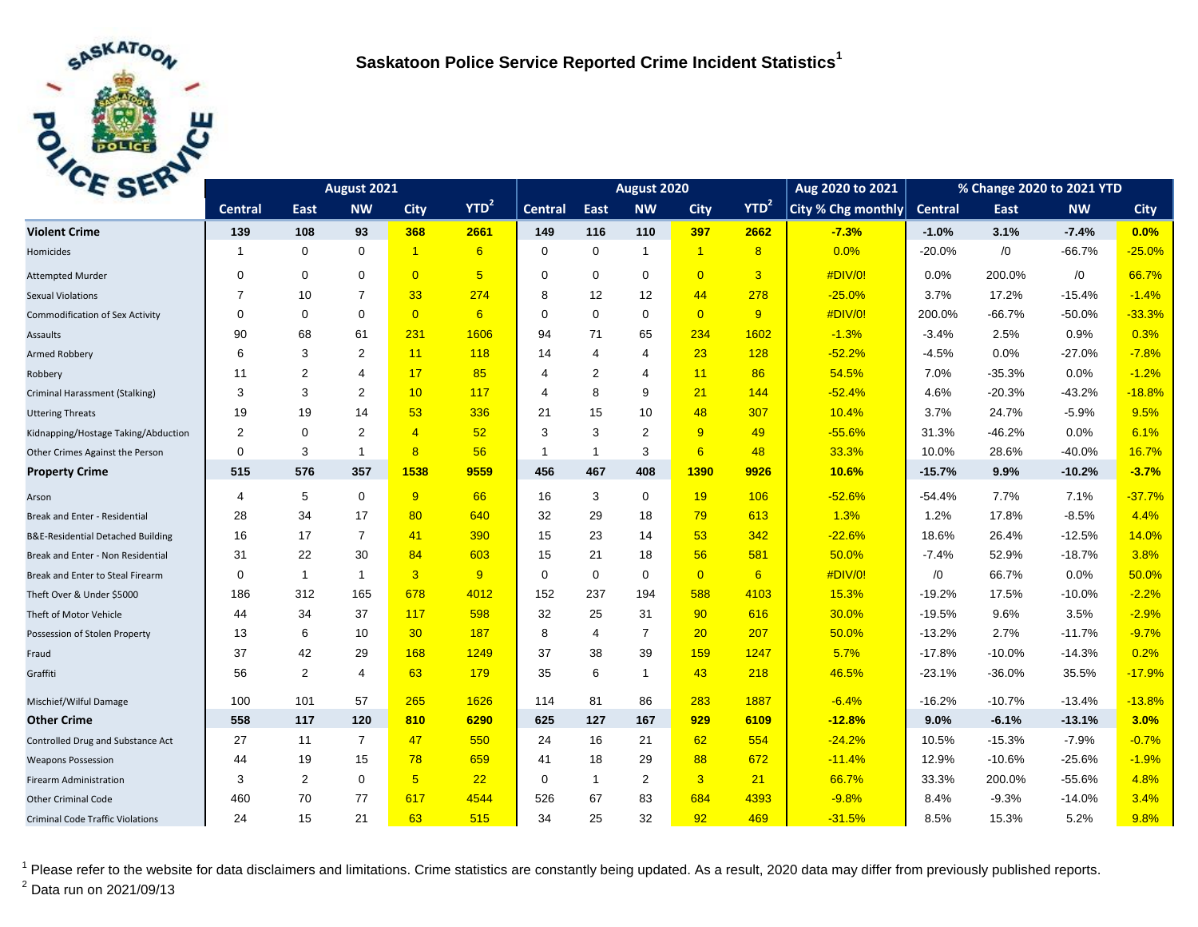## Saskatoon Police Service Reported Crime Incident Statistics[1]

| | August 2021 | | | | | August 2020 | | | | | Aug 2020 to 2021 | % Change 2020 to 2021 YTD | | | |
|---|---|---|---|---|---|---|---|---|---|---|---|---|---|---|---|
| | Central | East | NW | City | YTD[2] | Central | East | NW | City | YTD[2] | City % Chg monthly | Central | East | NW | City |
| **Violent Crime** | **139** | **108** | **93** | **368** | **2661** | **149** | **116** | **110** | **397** | **2662** | **-7.3%** | **-1.0%** | **3.1%** | **-7.4%** | **0.0%** |
| Homicides | 1 | 0 | 0 | 1 | 6 | 0 | 0 | 1 | 1 | 8 | 0.0% | -20.0% | /0 | -66.7% | -25.0% |
| Attempted Murder | 0 | 0 | 0 | 0 | 5 | 0 | 0 | 0 | 0 | 3 | #DIV/0! | 0.0% | 200.0% | /0 | 66.7% |
| Sexual Violations | 7 | 10 | 7 | 33 | 274 | 8 | 12 | 12 | 44 | 278 | -25.0% | 3.7% | 17.2% | -15.4% | -1.4% |
| Commodification of Sex Activity | 0 | 0 | 0 | 0 | 6 | 0 | 0 | 0 | 0 | 9 | #DIV/0! | 200.0% | -66.7% | -50.0% | -33.3% |
| Assaults | 90 | 68 | 61 | 231 | 1606 | 94 | 71 | 65 | 234 | 1602 | -1.3% | -3.4% | 2.5% | 0.9% | 0.3% |
| Armed Robbery | 6 | 3 | 2 | 11 | 118 | 14 | 4 | 4 | 23 | 128 | -52.2% | -4.5% | 0.0% | -27.0% | -7.8% |
| Robbery | 11 | 2 | 4 | 17 | 85 | 4 | 2 | 4 | 11 | 86 | 54.5% | 7.0% | -35.3% | 0.0% | -1.2% |
| Criminal Harassment (Stalking) | 3 | 3 | 2 | 10 | 117 | 4 | 8 | 9 | 21 | 144 | -52.4% | 4.6% | -20.3% | -43.2% | -18.8% |
| Uttering Threats | 19 | 19 | 14 | 53 | 336 | 21 | 15 | 10 | 48 | 307 | 10.4% | 3.7% | 24.7% | -5.9% | 9.5% |
| Kidnapping/Hostage Taking/Abduction | 2 | 0 | 2 | 4 | 52 | 3 | 3 | 2 | 9 | 49 | -55.6% | 31.3% | -46.2% | 0.0% | 6.1% |
| Other Crimes Against the Person | 0 | 3 | 1 | 8 | 56 | 1 | 1 | 3 | 6 | 48 | 33.3% | 10.0% | 28.6% | -40.0% | 16.7% |
| **Property Crime** | **515** | **576** | **357** | **1538** | **9559** | **456** | **467** | **408** | **1390** | **9926** | **10.6%** | **-15.7%** | **9.9%** | **-10.2%** | **-3.7%** |
| Arson | 4 | 5 | 0 | 9 | 66 | 16 | 3 | 0 | 19 | 106 | -52.6% | -54.4% | 7.7% | 7.1% | -37.7% |
| Break and Enter - Residential | 28 | 34 | 17 | 80 | 640 | 32 | 29 | 18 | 79 | 613 | 1.3% | 1.2% | 17.8% | -8.5% | 4.4% |
| B&E-Residential Detached Building | 16 | 17 | 7 | 41 | 390 | 15 | 23 | 14 | 53 | 342 | -22.6% | 18.6% | 26.4% | -12.5% | 14.0% |
| Break and Enter - Non Residential | 31 | 22 | 30 | 84 | 603 | 15 | 21 | 18 | 56 | 581 | 50.0% | -7.4% | 52.9% | -18.7% | 3.8% |
| Break and Enter to Steal Firearm | 0 | 1 | 1 | 3 | 9 | 0 | 0 | 0 | 0 | 6 | #DIV/0! | /0 | 66.7% | 0.0% | 50.0% |
| Theft Over & Under $5000 | 186 | 312 | 165 | 678 | 4012 | 152 | 237 | 194 | 588 | 4103 | 15.3% | -19.2% | 17.5% | -10.0% | -2.2% |
| Theft of Motor Vehicle | 44 | 34 | 37 | 117 | 598 | 32 | 25 | 31 | 90 | 616 | 30.0% | -19.5% | 9.6% | 3.5% | -2.9% |
| Possession of Stolen Property | 13 | 6 | 10 | 30 | 187 | 8 | 4 | 7 | 20 | 207 | 50.0% | -13.2% | 2.7% | -11.7% | -9.7% |
| Fraud | 37 | 42 | 29 | 168 | 1249 | 37 | 38 | 39 | 159 | 1247 | 5.7% | -17.8% | -10.0% | -14.3% | 0.2% |
| Graffiti | 56 | 2 | 4 | 63 | 179 | 35 | 6 | 1 | 43 | 218 | 46.5% | -23.1% | -36.0% | 35.5% | -17.9% |
| Mischief/Wilful Damage | 100 | 101 | 57 | 265 | 1626 | 114 | 81 | 86 | 283 | 1887 | -6.4% | -16.2% | -10.7% | -13.4% | -13.8% |
| **Other Crime** | **558** | **117** | **120** | **810** | **6290** | **625** | **127** | **167** | **929** | **6109** | **-12.8%** | **9.0%** | **-6.1%** | **-13.1%** | **3.0%** |
| Controlled Drug and Substance Act | 27 | 11 | 7 | 47 | 550 | 24 | 16 | 21 | 62 | 554 | -24.2% | 10.5% | -15.3% | -7.9% | -0.7% |
| Weapons Possession | 44 | 19 | 15 | 78 | 659 | 41 | 18 | 29 | 88 | 672 | -11.4% | 12.9% | -10.6% | -25.6% | -1.9% |
| Firearm Administration | 3 | 2 | 0 | 5 | 22 | 0 | 1 | 2 | 3 | 21 | 66.7% | 33.3% | 200.0% | -55.6% | 4.8% |
| Other Criminal Code | 460 | 70 | 77 | 617 | 4544 | 526 | 67 | 83 | 684 | 4393 | -9.8% | 8.4% | -9.3% | -14.0% | 3.4% |
| Criminal Code Traffic Violations | 24 | 15 | 21 | 63 | 515 | 34 | 25 | 32 | 92 | 469 | -31.5% | 8.5% | 15.3% | 5.2% | 9.8% |

[1] Please refer to the website for data disclaimers and limitations. Crime statistics are constantly being updated. As a result, 2020 data may differ from previously published reports.

[2] Data run on 2021/09/13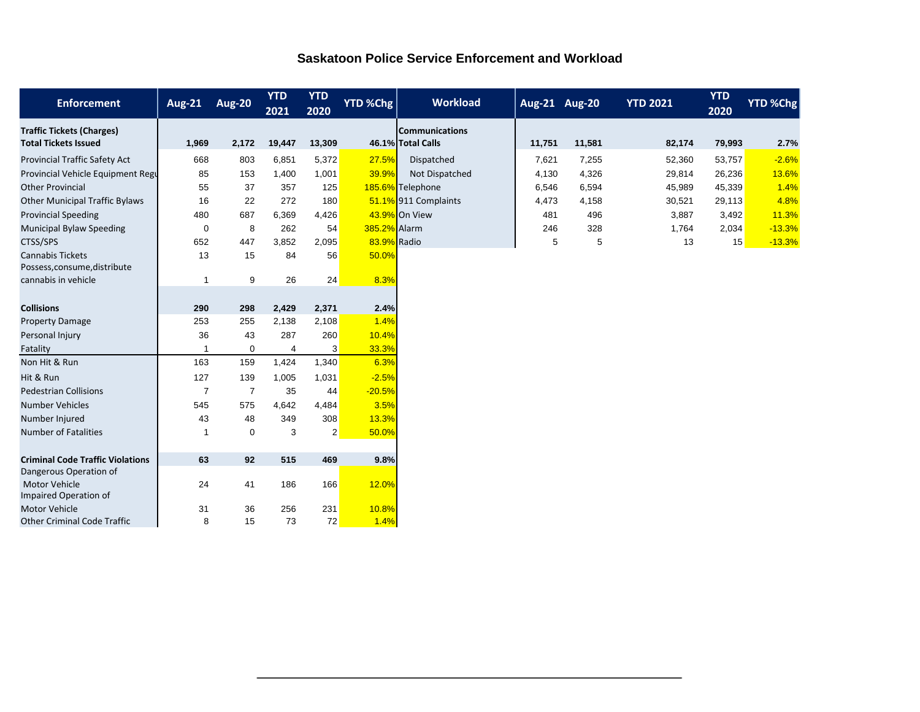## Saskatoon Police Service Enforcement and Workload

| Enforcement | Aug-21 | Aug-20 | YTD 2021 | YTD 2020 | YTD %Chg |
|---|---|---|---|---|---|
| **Traffic Tickets (Charges)** | | | | | |
| **Total Tickets Issued** | **1,969** | **2,172** | **19,447** | **13,309** | **46.1%** |
| Provincial Traffic Safety Act | 668 | 803 | 6,851 | 5,372 | 27.5% |
| Provincial Vehicle Equipment Regu | 85 | 153 | 1,400 | 1,001 | 39.9% |
| Other Provincial | 55 | 37 | 357 | 125 | 185.6% |
| Other Municipal Traffic Bylaws | 16 | 22 | 272 | 180 | 51.1% |
| Provincial Speeding | 480 | 687 | 6,369 | 4,426 | 43.9% |
| Municipal Bylaw Speeding | 0 | 8 | 262 | 54 | 385.2% |
| CTSS/SPS | 652 | 447 | 3,852 | 2,095 | 83.9% |
| Cannabis Tickets | 13 | 15 | 84 | 56 | 50.0% |
| Possess,consume,distribute cannabis in vehicle | 1 | 9 | 26 | 24 | 8.3% |
| **Collisions** | **290** | **298** | **2,429** | **2,371** | **2.4%** |
| Property Damage | 253 | 255 | 2,138 | 2,108 | 1.4% |
| Personal Injury | 36 | 43 | 287 | 260 | 10.4% |
| Fatality | 1 | 0 | 4 | 3 | 33.3% |
| Non Hit & Run | 163 | 159 | 1,424 | 1,340 | 6.3% |
| Hit & Run | 127 | 139 | 1,005 | 1,031 | -2.5% |
| Pedestrian Collisions | 7 | 7 | 35 | 44 | -20.5% |
| Number Vehicles | 545 | 575 | 4,642 | 4,484 | 3.5% |
| Number Injured | 43 | 48 | 349 | 308 | 13.3% |
| Number of Fatalities | 1 | 0 | 3 | 2 | 50.0% |
| **Criminal Code Traffic Violations** | **63** | **92** | **515** | **469** | **9.8%** |
| Dangerous Operation of Motor Vehicle | 24 | 41 | 186 | 166 | 12.0% |
| Impaired Operation of Motor Vehicle | 31 | 36 | 256 | 231 | 10.8% |
| Other Criminal Code Traffic | 8 | 15 | 73 | 72 | 1.4% |

| Workload | Aug-21 | Aug-20 | YTD 2021 | YTD 2020 | YTD %Chg |
|---|---|---|---|---|---|
| **Communications** | | | | | |
| **Total Calls** | **11,751** | **11,581** | **82,174** | **79,993** | **2.7%** |
| Dispatched | 7,621 | 7,255 | 52,360 | 53,757 | -2.6% |
| Not Dispatched | 4,130 | 4,326 | 29,814 | 26,236 | 13.6% |
| Telephone | 6,546 | 6,594 | 45,989 | 45,339 | 1.4% |
| 911 Complaints | 4,473 | 4,158 | 30,521 | 29,113 | 4.8% |
| On View | 481 | 496 | 3,887 | 3,492 | 11.3% |
| Alarm | 246 | 328 | 1,764 | 2,034 | -13.3% |
| Radio | 5 | 5 | 13 | 15 | -13.3% |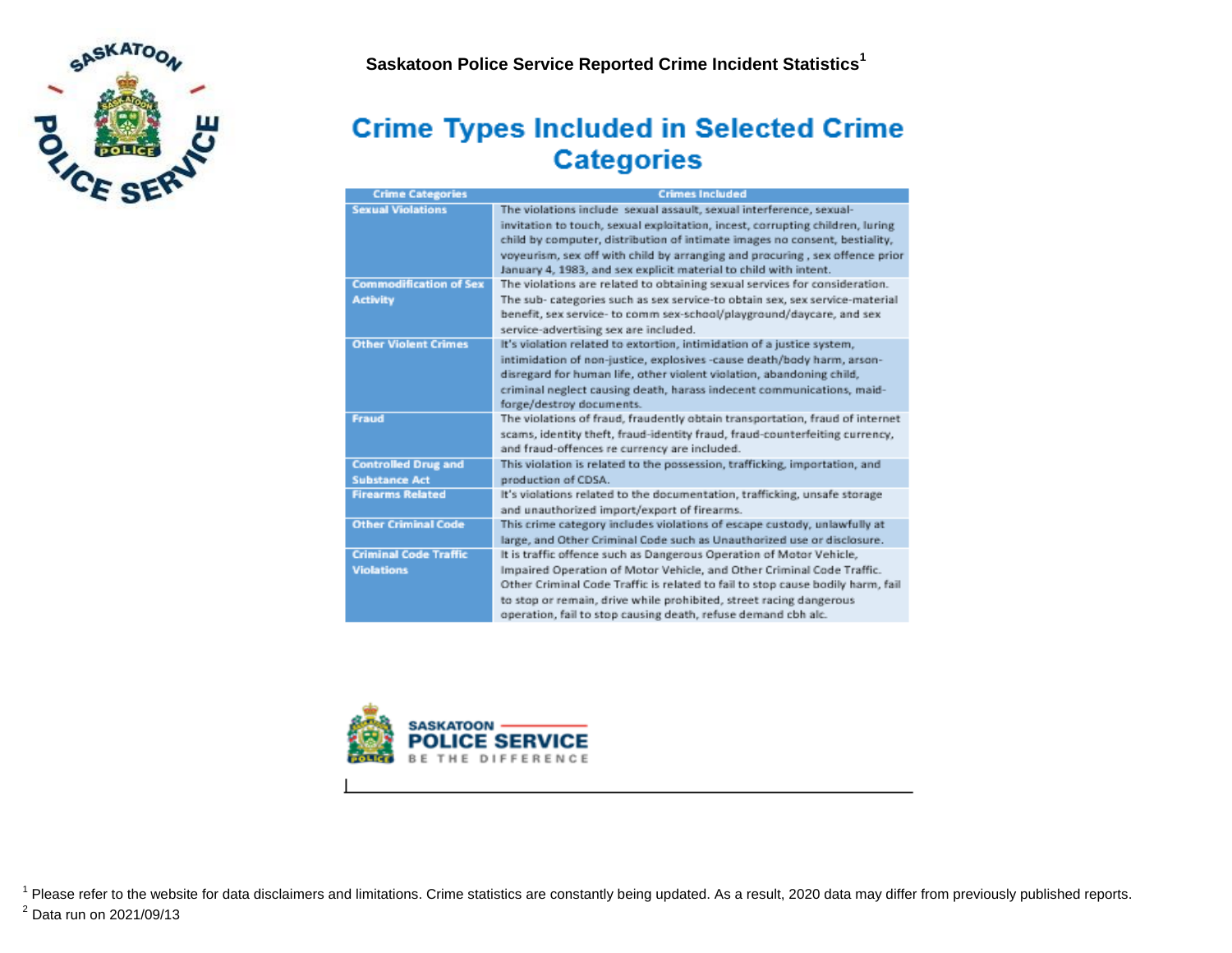**Saskatoon Police Service Reported Crime Incident Statistics[1]**

# Crime Types Included in Selected Crime Categories

| Crime Categories | Crimes Included |
|---|---|
| Sexual Violations | The violations include sexual assault, sexual interference, sexual-invitation to touch, sexual exploitation, incest, corrupting children, luring child by computer, distribution of intimate images no consent, bestiality, voyeurism, sex off with child by arranging and procuring , sex offence prior January 4, 1983, and sex explicit material to child with intent. |
| Commodification of Sex Activity | The violations are related to obtaining sexual services for consideration. The sub- categories such as sex service-to obtain sex, sex service-material benefit, sex service- to comm sex-school/playground/daycare, and sex service-advertising sex are included. |
| Other Violent Crimes | It's violation related to extortion, intimidation of a justice system, intimidation of non-justice, explosives -cause death/body harm, arson-disregard for human life, other violent violation, abandoning child, criminal neglect causing death, harass indecent communications, maid-forge/destroy documents. |
| Fraud | The violations of fraud, fraudently obtain transportation, fraud of internet scams, identity theft, fraud-identity fraud, fraud-counterfeiting currency, and fraud-offences re currency are included. |
| Controlled Drug and Substance Act | This violation is related to the possession, trafficking, importation, and production of CDSA. |
| Firearms Related | It's violations related to the documentation, trafficking, unsafe storage and unauthorized import/export of firearms. |
| Other Criminal Code | This crime category includes violations of escape custody, unlawfully at large, and Other Criminal Code such as Unauthorized use or disclosure. |
| Criminal Code Traffic Violations | It is traffic offence such as Dangerous Operation of Motor Vehicle, Impaired Operation of Motor Vehicle, and Other Criminal Code Traffic. Other Criminal Code Traffic is related to fail to stop cause bodily harm, fail to stop or remain, drive while prohibited, street racing dangerous operation, fail to stop causing death, refuse demand cbh alc. |

SASKATOON POLICE SERVICE
BE THE DIFFERENCE

[1] Please refer to the website for data disclaimers and limitations. Crime statistics are constantly being updated. As a result, 2020 data may differ from previously published reports.
[2] Data run on 2021/09/13